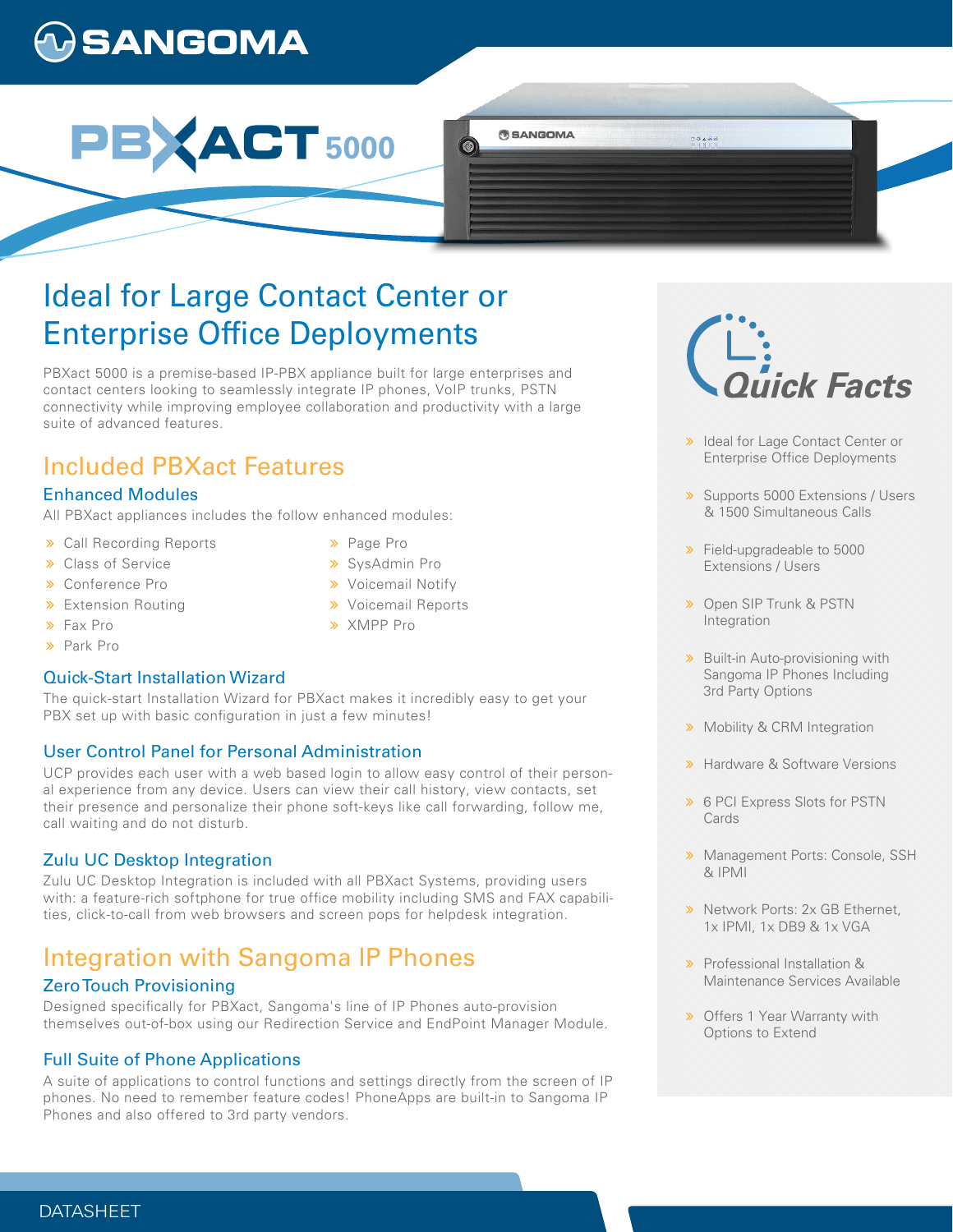# SANGOMA

# PBXACT 5000

## Ideal for Large Contact Center or Enterprise Office Deployments

PBXact 5000 is a premise-based IP-PBX appliance built for large enterprises and contact centers looking to seamlessly integrate IP phones, VoIP trunks, PSTN connectivity while improving employee collaboration and productivity with a large suite of advanced features.

## Included PBXact Features

### Enhanced Modules

All PBXact appliances includes the follow enhanced modules:

- Call Recording Reports
- Class of Service
- Conference Pro
- Extension Routing
- Fax Pro
- Park Pro
- Page Pro
- SysAdmin Pro
- Voicemail Notify
- Voicemail Reports
- XMPP Pro

### Quick-Start Installation Wizard

The quick-start Installation Wizard for PBXact makes it incredibly easy to get your PBX set up with basic configuration in just a few minutes!

### User Control Panel for Personal Administration

UCP provides each user with a web based login to allow easy control of their personal experience from any device. Users can view their call history, view contacts, set their presence and personalize their phone soft-keys like call forwarding, follow me, call waiting and do not disturb.

### Zulu UC Desktop Integration

Zulu UC Desktop Integration is included with all PBXact Systems, providing users with: a feature-rich softphone for true office mobility including SMS and FAX capabilities, click-to-call from web browsers and screen pops for helpdesk integration.

## Integration with Sangoma IP Phones

### Zero Touch Provisioning

Designed specifically for PBXact, Sangoma's line of IP Phones auto-provision themselves out-of-box using our Redirection Service and EndPoint Manager Module.

### Full Suite of Phone Applications

A suite of applications to control functions and settings directly from the screen of IP phones. No need to remember feature codes! PhoneApps are built-in to Sangoma IP Phones and also offered to 3rd party vendors.

## Quick Facts

- Ideal for Lage Contact Center or Enterprise Office Deployments
- Supports 5000 Extensions / Users & 1500 Simultaneous Calls
- Field-upgradeable to 5000 Extensions / Users
- Open SIP Trunk & PSTN Integration
- Built-in Auto-provisioning with Sangoma IP Phones Including 3rd Party Options
- Mobility & CRM Integration
- Hardware & Software Versions
- 6 PCI Express Slots for PSTN Cards
- Management Ports: Console, SSH & IPMI
- Network Ports: 2x GB Ethernet, 1x IPMI, 1x DB9 & 1x VGA
- Professional Installation & Maintenance Services Available
- Offers 1 Year Warranty with Options to Extend

DATASHEET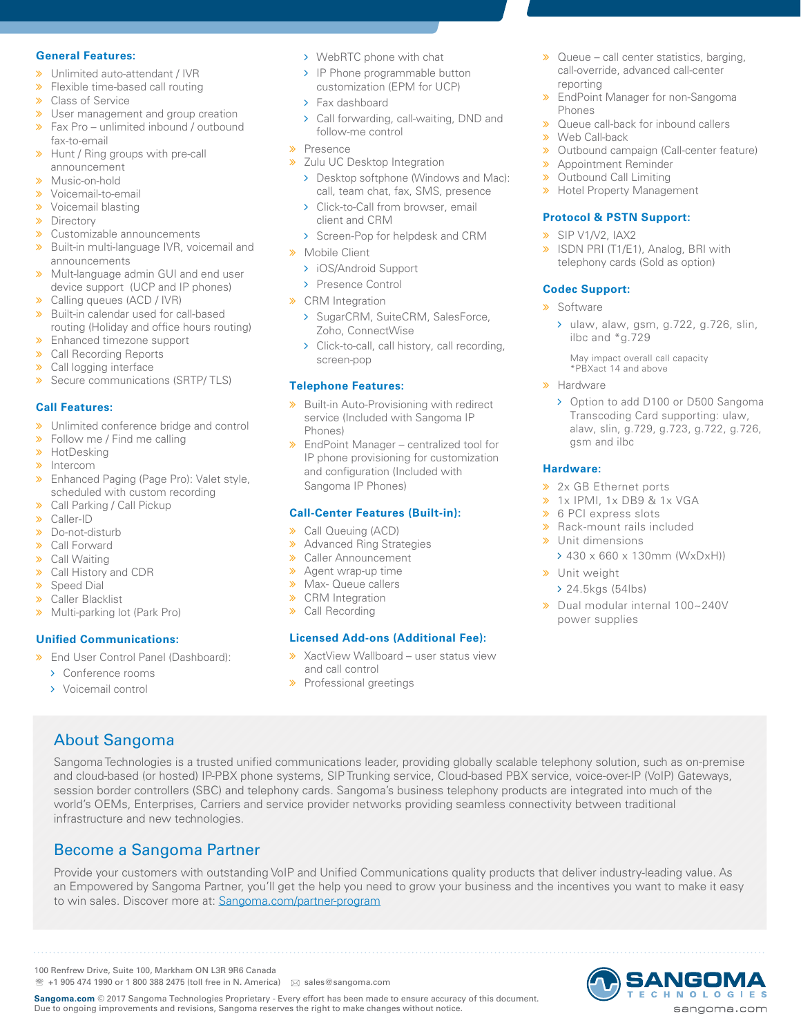## General Features:

- Unlimited auto-attendant / IVR
- Flexible time-based call routing
- Class of Service
- User management and group creation
- Fax Pro – unlimited inbound / outbound fax-to-email
- Hunt / Ring groups with pre-call announcement
- Music-on-hold
- Voicemail-to-email
- Voicemail blasting
- Directory
- Customizable announcements
- Built-in multi-language IVR, voicemail and announcements
- Mult-language admin GUI and end user device support (UCP and IP phones)
- Calling queues (ACD / IVR)
- Built-in calendar used for call-based routing (Holiday and office hours routing)
- Enhanced timezone support
- Call Recording Reports
- Call logging interface
- Secure communications (SRTP/ TLS)

## Call Features:

- Unlimited conference bridge and control
- Follow me / Find me calling
- HotDesking
- Intercom
- Enhanced Paging (Page Pro): Valet style, scheduled with custom recording
- Call Parking / Call Pickup
- Caller-ID
- Do-not-disturb
- Call Forward
- Call Waiting
- Call History and CDR
- Speed Dial
- Caller Blacklist
- Multi-parking lot (Park Pro)

## Unified Communications:

- End User Control Panel (Dashboard):
  - Conference rooms
  - Voicemail control
  - WebRTC phone with chat
  - IP Phone programmable button customization (EPM for UCP)
  - Fax dashboard
  - Call forwarding, call-waiting, DND and follow-me control
- Presence
- Zulu UC Desktop Integration
  - Desktop softphone (Windows and Mac): call, team chat, fax, SMS, presence
  - Click-to-Call from browser, email client and CRM
  - Screen-Pop for helpdesk and CRM
- Mobile Client
  - iOS/Android Support
  - Presence Control
- CRM Integration
  - SugarCRM, SuiteCRM, SalesForce, Zoho, ConnectWise
  - Click-to-call, call history, call recording, screen-pop

## Telephone Features:

- Built-in Auto-Provisioning with redirect service (Included with Sangoma IP Phones)
- EndPoint Manager – centralized tool for IP phone provisioning for customization and configuration (Included with Sangoma IP Phones)

## Call-Center Features (Built-in):

- Call Queuing (ACD)
- Advanced Ring Strategies
- Caller Announcement
- Agent wrap-up time
- Max- Queue callers
- CRM Integration
- Call Recording

## Licensed Add-ons (Additional Fee):

- XactView Wallboard – user status view and call control
- Professional greetings
- Queue – call center statistics, barging, call-override, advanced call-center reporting
- EndPoint Manager for non-Sangoma Phones
- Queue call-back for inbound callers
- Web Call-back
- Outbound campaign (Call-center feature)
- Appointment Reminder
- Outbound Call Limiting
- Hotel Property Management

## Protocol & PSTN Support:

- SIP V1/V2, IAX2
- ISDN PRI (T1/E1), Analog, BRI with telephony cards (Sold as option)

## Codec Support:

- Software
  - ulaw, alaw, gsm, g.722, g.726, slin, ilbc and *g.729

    May impact overall call capacity
    *PBXact 14 and above
- Hardware
  - Option to add D100 or D500 Sangoma Transcoding Card supporting: ulaw, alaw, slin, g.729, g.723, g.722, g.726, gsm and ilbc

## Hardware:

- 2x GB Ethernet ports
- 1x IPMI, 1x DB9 & 1x VGA
- 6 PCI express slots
- Rack-mount rails included
- Unit dimensions
  - 430 x 660 x 130mm (WxDxH))
- Unit weight
  - 24.5kgs (54lbs)
- Dual modular internal 100~240V power supplies

## About Sangoma

Sangoma Technologies is a trusted unified communications leader, providing globally scalable telephony solution, such as on-premise and cloud-based (or hosted) IP-PBX phone systems, SIP Trunking service, Cloud-based PBX service, voice-over-IP (VoIP) Gateways, session border controllers (SBC) and telephony cards. Sangoma's business telephony products are integrated into much of the world's OEMs, Enterprises, Carriers and service provider networks providing seamless connectivity between traditional infrastructure and new technologies.

## Become a Sangoma Partner

Provide your customers with outstanding VoIP and Unified Communications quality products that deliver industry-leading value. As an Empowered by Sangoma Partner, you'll get the help you need to grow your business and the incentives you want to make it easy to win sales. Discover more at: Sangoma.com/partner-program

100 Renfrew Drive, Suite 100, Markham ON L3R 9R6 Canada
+1 905 474 1990 or 1 800 388 2475 (toll free in N. America) sales@sangoma.com

**Sangoma.com** © 2017 Sangoma Technologies Proprietary - Every effort has been made to ensure accuracy of this document. Due to ongoing improvements and revisions, Sangoma reserves the right to make changes without notice.

SANGOMA TECHNOLOGIES
sangoma.com